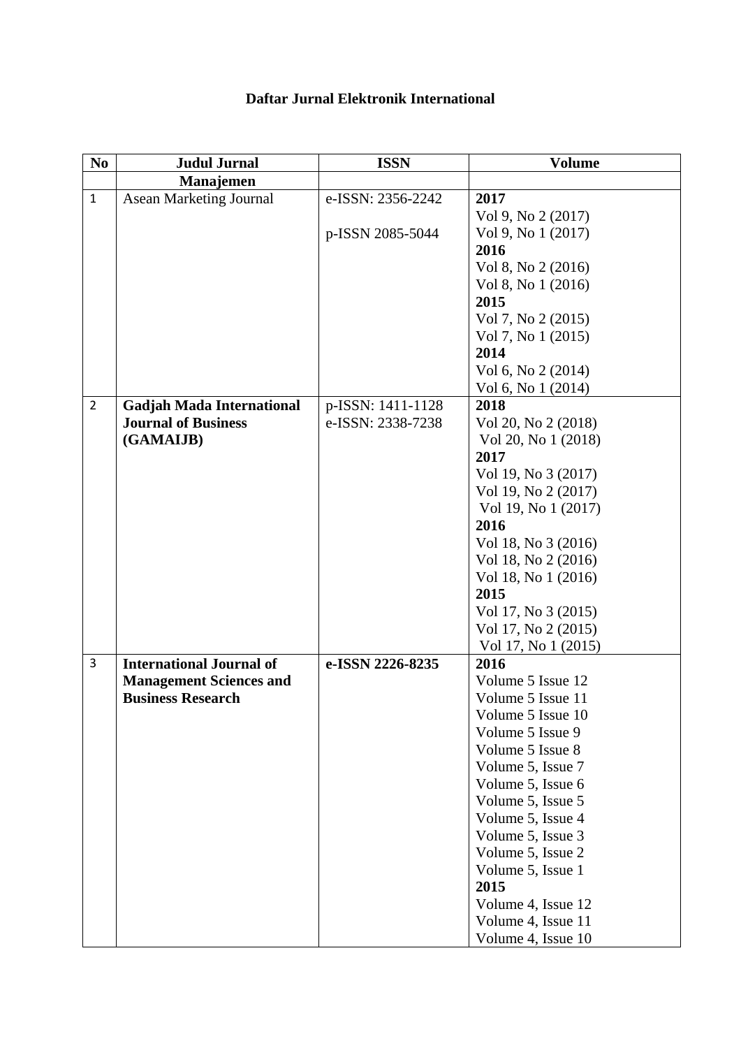# Daftar Jurnal Elektronik International

| No | Judul Jurnal | ISSN | Volume |
|---|---|---|---|
| | **Manajemen** | | |
| 1 | Asean Marketing Journal | e-ISSN: 2356-2242<br><br>p-ISSN 2085-5044 | **2017**<br>Vol 9, No 2 (2017)<br>Vol 9, No 1 (2017)<br>**2016**<br>Vol 8, No 2 (2016)<br>Vol 8, No 1 (2016)<br>**2015**<br>Vol 7, No 2 (2015)<br>Vol 7, No 1 (2015)<br>**2014**<br>Vol 6, No 2 (2014)<br>Vol 6, No 1 (2014) |
| 2 | **Gadjah Mada International Journal of Business (GAMAIJB)** | p-ISSN: 1411-1128<br>e-ISSN: 2338-7238 | **2018**<br>Vol 20, No 2 (2018)<br>Vol 20, No 1 (2018)<br>**2017**<br>Vol 19, No 3 (2017)<br>Vol 19, No 2 (2017)<br>Vol 19, No 1 (2017)<br>**2016**<br>Vol 18, No 3 (2016)<br>Vol 18, No 2 (2016)<br>Vol 18, No 1 (2016)<br>**2015**<br>Vol 17, No 3 (2015)<br>Vol 17, No 2 (2015)<br>Vol 17, No 1 (2015) |
| 3 | **International Journal of Management Sciences and Business Research** | **e-ISSN 2226-8235** | **2016**<br>Volume 5 Issue 12<br>Volume 5 Issue 11<br>Volume 5 Issue 10<br>Volume 5 Issue 9<br>Volume 5 Issue 8<br>Volume 5, Issue 7<br>Volume 5, Issue 6<br>Volume 5, Issue 5<br>Volume 5, Issue 4<br>Volume 5, Issue 3<br>Volume 5, Issue 2<br>Volume 5, Issue 1<br>**2015**<br>Volume 4, Issue 12<br>Volume 4, Issue 11<br>Volume 4, Issue 10 |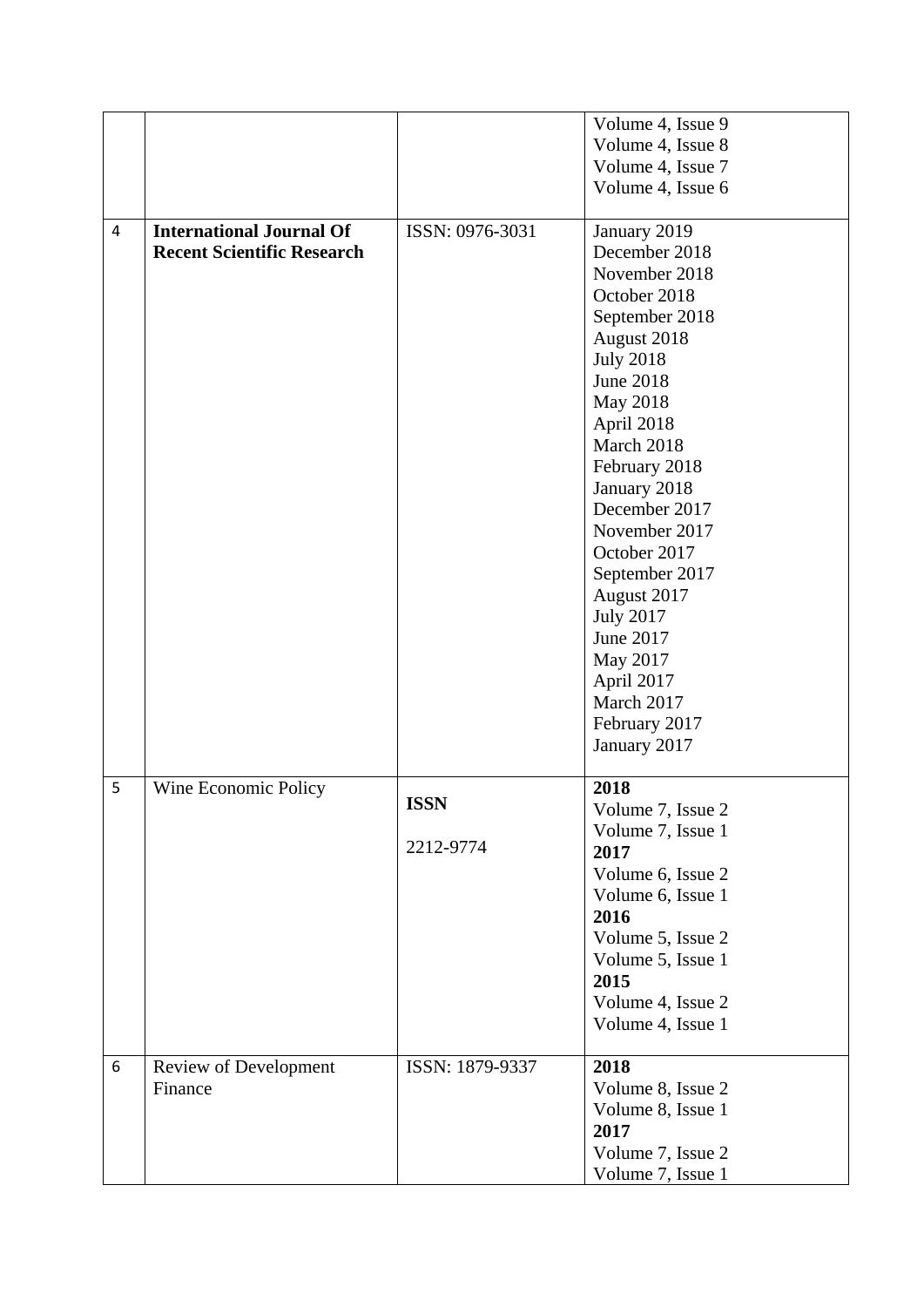|  |  |  |  |
|---|---|---|---|
|  |  |  | Volume 4, Issue 9<br>Volume 4, Issue 8<br>Volume 4, Issue 7<br>Volume 4, Issue 6 |
| 4 | **International Journal Of Recent Scientific Research** | ISSN: 0976-3031 | January 2019<br>December 2018<br>November 2018<br>October 2018<br>September 2018<br>August 2018<br>July 2018<br>June 2018<br>May 2018<br>April 2018<br>March 2018<br>February 2018<br>January 2018<br>December 2017<br>November 2017<br>October 2017<br>September 2017<br>August 2017<br>July 2017<br>June 2017<br>May 2017<br>April 2017<br>March 2017<br>February 2017<br>January 2017 |
| 5 | Wine Economic Policy | **ISSN**<br>2212-9774 | **2018**<br>Volume 7, Issue 2<br>Volume 7, Issue 1<br>**2017**<br>Volume 6, Issue 2<br>Volume 6, Issue 1<br>**2016**<br>Volume 5, Issue 2<br>Volume 5, Issue 1<br>**2015**<br>Volume 4, Issue 2<br>Volume 4, Issue 1 |
| 6 | Review of Development Finance | ISSN: 1879-9337 | **2018**<br>Volume 8, Issue 2<br>Volume 8, Issue 1<br>**2017**<br>Volume 7, Issue 2<br>Volume 7, Issue 1 |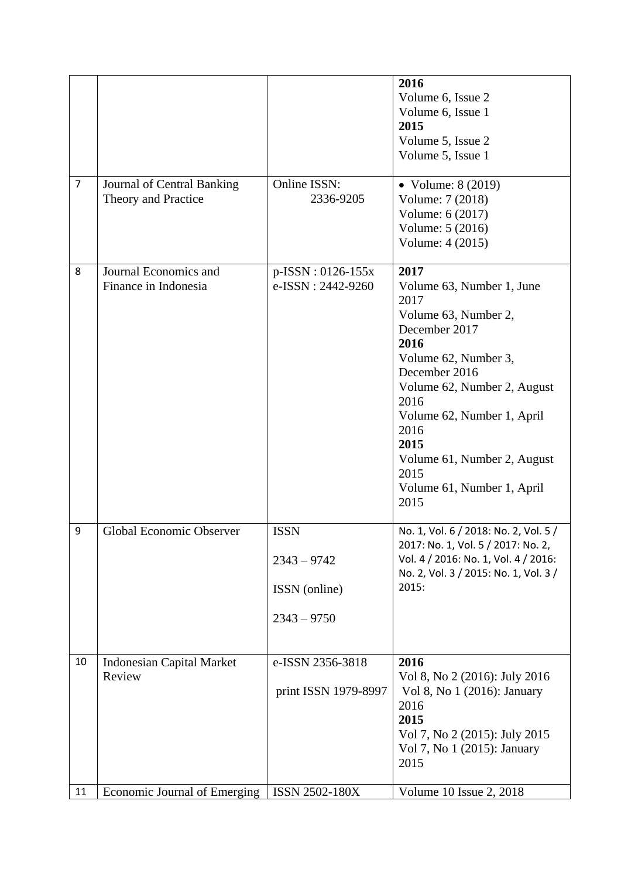| | | | |
|---|---|---|---|
| | | | **2016**<br>Volume 6, Issue 2<br>Volume 6, Issue 1<br>**2015**<br>Volume 5, Issue 2<br>Volume 5, Issue 1 |
| 7 | Journal of Central Banking Theory and Practice | Online ISSN: 2336-9205 | • Volume: 8 (2019)<br>Volume: 7 (2018)<br>Volume: 6 (2017)<br>Volume: 5 (2016)<br>Volume: 4 (2015) |
| 8 | Journal Economics and Finance in Indonesia | p-ISSN : 0126-155x<br>e-ISSN : 2442-9260 | **2017**<br>Volume 63, Number 1, June 2017<br>Volume 63, Number 2, December 2017<br>**2016**<br>Volume 62, Number 3, December 2016<br>Volume 62, Number 2, August 2016<br>Volume 62, Number 1, April 2016<br>**2015**<br>Volume 61, Number 2, August 2015<br>Volume 61, Number 1, April 2015 |
| 9 | Global Economic Observer | ISSN<br>2343 – 9742<br>ISSN (online)<br>2343 – 9750 | No. 1, Vol. 6 / 2018: No. 2, Vol. 5 / 2017: No. 1, Vol. 5 / 2017: No. 2, Vol. 4 / 2016: No. 1, Vol. 4 / 2016: No. 2, Vol. 3 / 2015: No. 1, Vol. 3 / 2015: |
| 10 | Indonesian Capital Market Review | e-ISSN 2356-3818<br>print ISSN 1979-8997 | **2016**<br>Vol 8, No 2 (2016): July 2016<br>Vol 8, No 1 (2016): January 2016<br>**2015**<br>Vol 7, No 2 (2015): July 2015<br>Vol 7, No 1 (2015): January 2015 |
| 11 | Economic Journal of Emerging | ISSN 2502-180X | Volume 10 Issue 2, 2018 |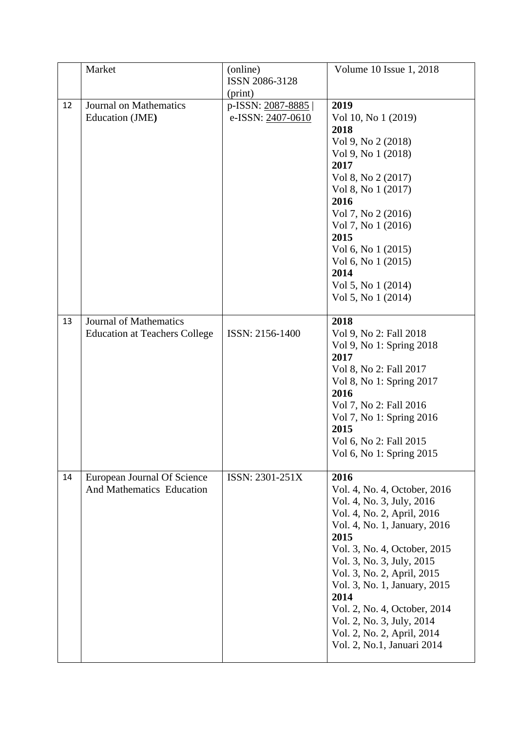|  |  |  |  |
|---|---|---|---|
|  | Market | (online)<br>ISSN 2086-3128<br>(print) | Volume 10 Issue 1, 2018 |
| 12 | Journal on Mathematics Education (JME**)** | p-ISSN: 2087-8885 \|<br>e-ISSN: 2407-0610 | **2019**<br>Vol 10, No 1 (2019)<br>**2018**<br>Vol 9, No 2 (2018)<br>Vol 9, No 1 (2018)<br>**2017**<br>Vol 8, No 2 (2017)<br>Vol 8, No 1 (2017)<br>**2016**<br>Vol 7, No 2 (2016)<br>Vol 7, No 1 (2016)<br>**2015**<br>Vol 6, No 1 (2015)<br>Vol 6, No 1 (2015)<br>**2014**<br>Vol 5, No 1 (2014)<br>Vol 5, No 1 (2014) |
| 13 | Journal of Mathematics Education at Teachers College | ISSN: 2156-1400 | **2018**<br>Vol 9, No 2: Fall 2018<br>Vol 9, No 1: Spring 2018<br>**2017**<br>Vol 8, No 2: Fall 2017<br>Vol 8, No 1: Spring 2017<br>**2016**<br>Vol 7, No 2: Fall 2016<br>Vol 7, No 1: Spring 2016<br>**2015**<br>Vol 6, No 2: Fall 2015<br>Vol 6, No 1: Spring 2015 |
| 14 | European Journal Of Science And Mathematics Education | ISSN: 2301-251X | **2016**<br>Vol. 4, No. 4, October, 2016<br>Vol. 4, No. 3, July, 2016<br>Vol. 4, No. 2, April, 2016<br>Vol. 4, No. 1, January, 2016<br>**2015**<br>Vol. 3, No. 4, October, 2015<br>Vol. 3, No. 3, July, 2015<br>Vol. 3, No. 2, April, 2015<br>Vol. 3, No. 1, January, 2015<br>**2014**<br>Vol. 2, No. 4, October, 2014<br>Vol. 2, No. 3, July, 2014<br>Vol. 2, No. 2, April, 2014<br>Vol. 2, No.1, Januari 2014 |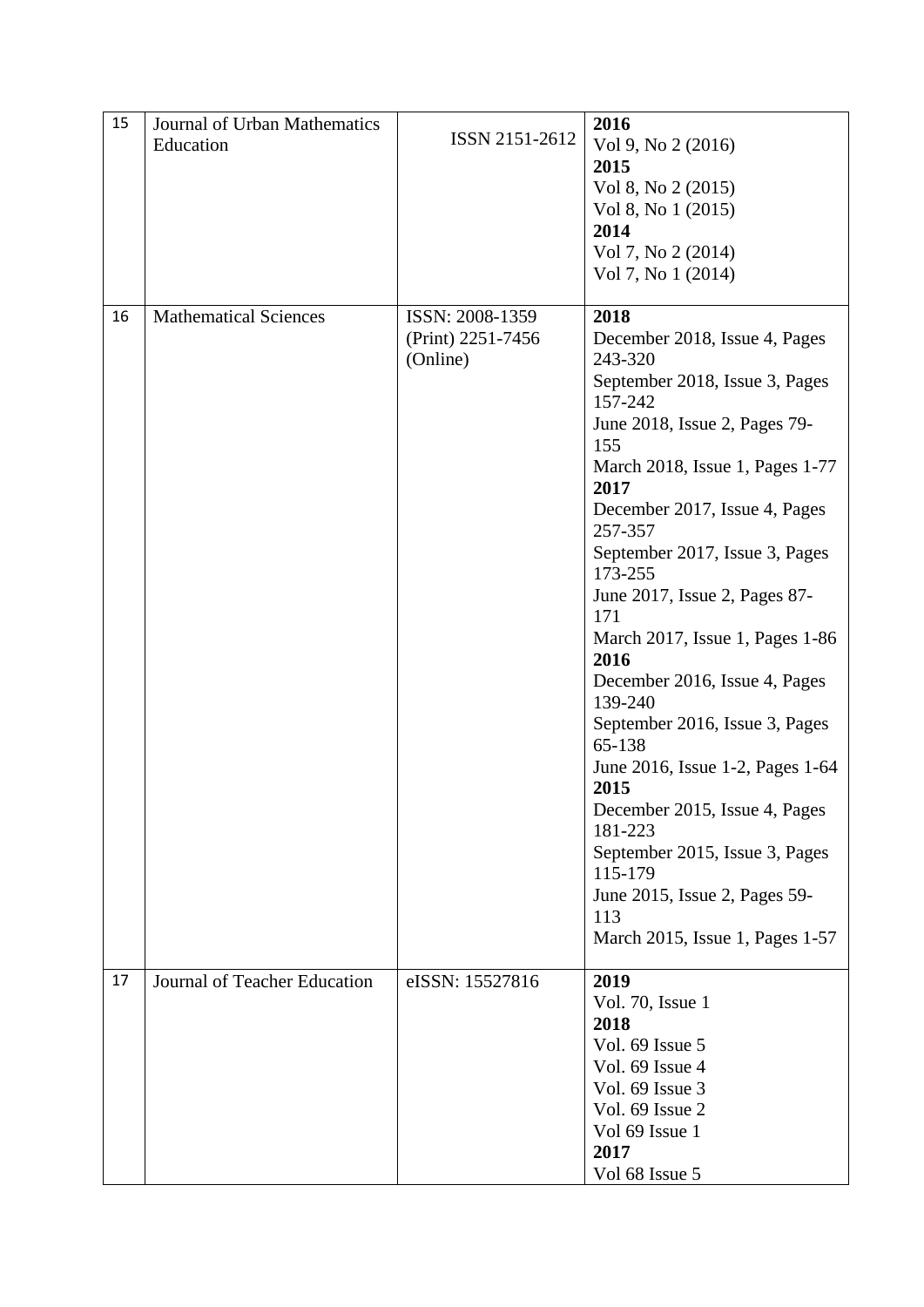| | | | |
|---|---|---|---|
| 15 | Journal of Urban Mathematics Education | ISSN 2151-2612 | **2016**<br>Vol 9, No 2 (2016)<br>**2015**<br>Vol 8, No 2 (2015)<br>Vol 8, No 1 (2015)<br>**2014**<br>Vol 7, No 2 (2014)<br>Vol 7, No 1 (2014) |
| 16 | Mathematical Sciences | ISSN: 2008-1359 (Print) 2251-7456 (Online) | **2018**<br>December 2018, Issue 4, Pages 243-320<br>September 2018, Issue 3, Pages 157-242<br>June 2018, Issue 2, Pages 79-155<br>March 2018, Issue 1, Pages 1-77<br>**2017**<br>December 2017, Issue 4, Pages 257-357<br>September 2017, Issue 3, Pages 173-255<br>June 2017, Issue 2, Pages 87-171<br>March 2017, Issue 1, Pages 1-86<br>**2016**<br>December 2016, Issue 4, Pages 139-240<br>September 2016, Issue 3, Pages 65-138<br>June 2016, Issue 1-2, Pages 1-64<br>**2015**<br>December 2015, Issue 4, Pages 181-223<br>September 2015, Issue 3, Pages 115-179<br>June 2015, Issue 2, Pages 59-113<br>March 2015, Issue 1, Pages 1-57 |
| 17 | Journal of Teacher Education | eISSN: 15527816 | **2019**<br>Vol. 70, Issue 1<br>**2018**<br>Vol. 69 Issue 5<br>Vol. 69 Issue 4<br>Vol. 69 Issue 3<br>Vol. 69 Issue 2<br>Vol 69 Issue 1<br>**2017**<br>Vol 68 Issue 5 |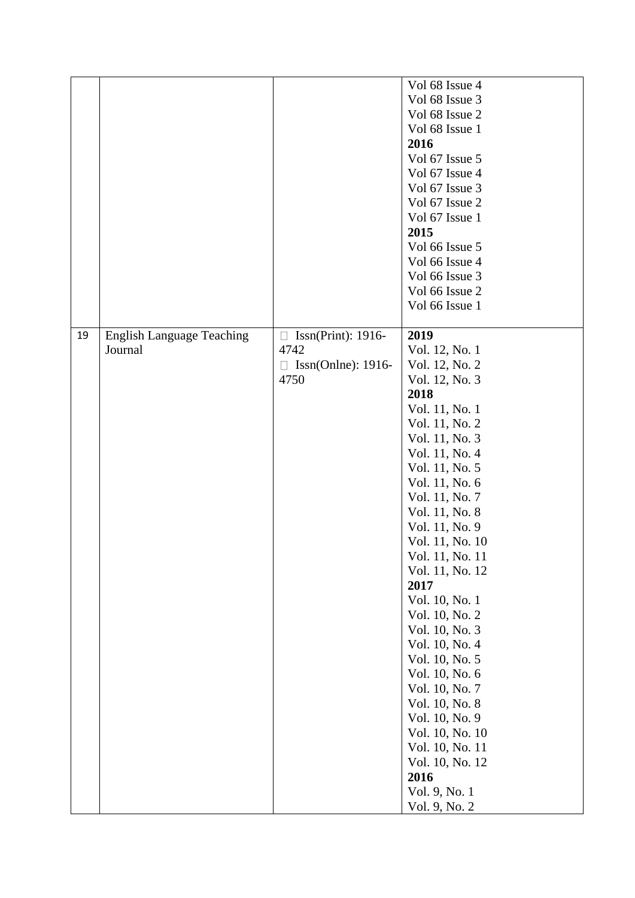|  |  |  |  |
| --- | --- | --- | --- |
|  |  |  | Vol 68 Issue 4<br>Vol 68 Issue 3<br>Vol 68 Issue 2<br>Vol 68 Issue 1<br>**2016**<br>Vol 67 Issue 5<br>Vol 67 Issue 4<br>Vol 67 Issue 3<br>Vol 67 Issue 2<br>Vol 67 Issue 1<br>**2015**<br>Vol 66 Issue 5<br>Vol 66 Issue 4<br>Vol 66 Issue 3<br>Vol 66 Issue 2<br>Vol 66 Issue 1 |
| 19 | English Language Teaching Journal | Issn(Print): 1916-4742<br>Issn(Onlne): 1916-4750 | **2019**<br>Vol. 12, No. 1<br>Vol. 12, No. 2<br>Vol. 12, No. 3<br>**2018**<br>Vol. 11, No. 1<br>Vol. 11, No. 2<br>Vol. 11, No. 3<br>Vol. 11, No. 4<br>Vol. 11, No. 5<br>Vol. 11, No. 6<br>Vol. 11, No. 7<br>Vol. 11, No. 8<br>Vol. 11, No. 9<br>Vol. 11, No. 10<br>Vol. 11, No. 11<br>Vol. 11, No. 12<br>**2017**<br>Vol. 10, No. 1<br>Vol. 10, No. 2<br>Vol. 10, No. 3<br>Vol. 10, No. 4<br>Vol. 10, No. 5<br>Vol. 10, No. 6<br>Vol. 10, No. 7<br>Vol. 10, No. 8<br>Vol. 10, No. 9<br>Vol. 10, No. 10<br>Vol. 10, No. 11<br>Vol. 10, No. 12<br>**2016**<br>Vol. 9, No. 1<br>Vol. 9, No. 2 |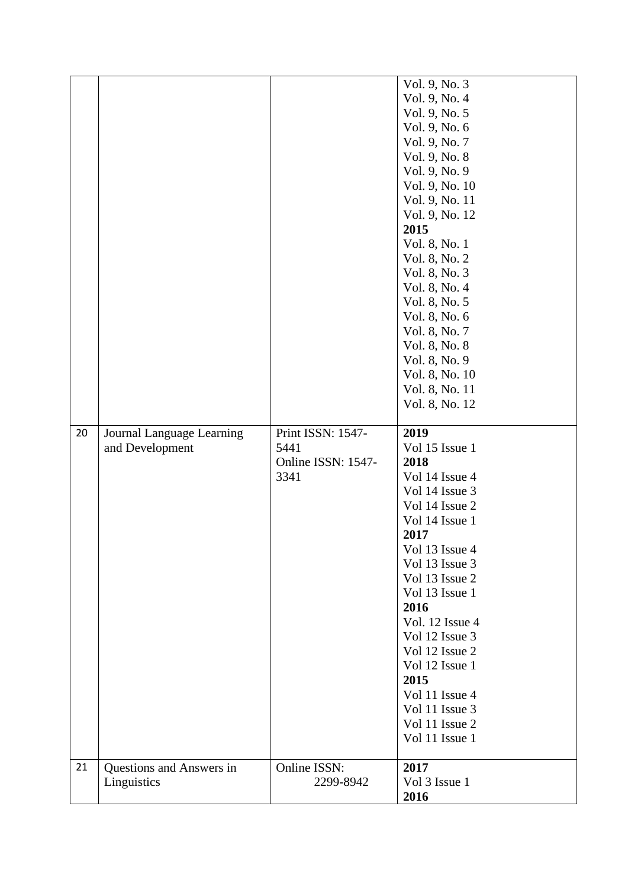| | | | |
|---|---|---|---|
| | | | Vol. 9, No. 3<br>Vol. 9, No. 4<br>Vol. 9, No. 5<br>Vol. 9, No. 6<br>Vol. 9, No. 7<br>Vol. 9, No. 8<br>Vol. 9, No. 9<br>Vol. 9, No. 10<br>Vol. 9, No. 11<br>Vol. 9, No. 12<br>**2015**<br>Vol. 8, No. 1<br>Vol. 8, No. 2<br>Vol. 8, No. 3<br>Vol. 8, No. 4<br>Vol. 8, No. 5<br>Vol. 8, No. 6<br>Vol. 8, No. 7<br>Vol. 8, No. 8<br>Vol. 8, No. 9<br>Vol. 8, No. 10<br>Vol. 8, No. 11<br>Vol. 8, No. 12 |
| 20 | Journal Language Learning and Development | Print ISSN: 1547-5441<br>Online ISSN: 1547-3341 | **2019**<br>Vol 15 Issue 1<br>**2018**<br>Vol 14 Issue 4<br>Vol 14 Issue 3<br>Vol 14 Issue 2<br>Vol 14 Issue 1<br>**2017**<br>Vol 13 Issue 4<br>Vol 13 Issue 3<br>Vol 13 Issue 2<br>Vol 13 Issue 1<br>**2016**<br>Vol. 12 Issue 4<br>Vol 12 Issue 3<br>Vol 12 Issue 2<br>Vol 12 Issue 1<br>**2015**<br>Vol 11 Issue 4<br>Vol 11 Issue 3<br>Vol 11 Issue 2<br>Vol 11 Issue 1 |
| 21 | Questions and Answers in Linguistics | Online ISSN: 2299-8942 | **2017**<br>Vol 3 Issue 1<br>**2016** |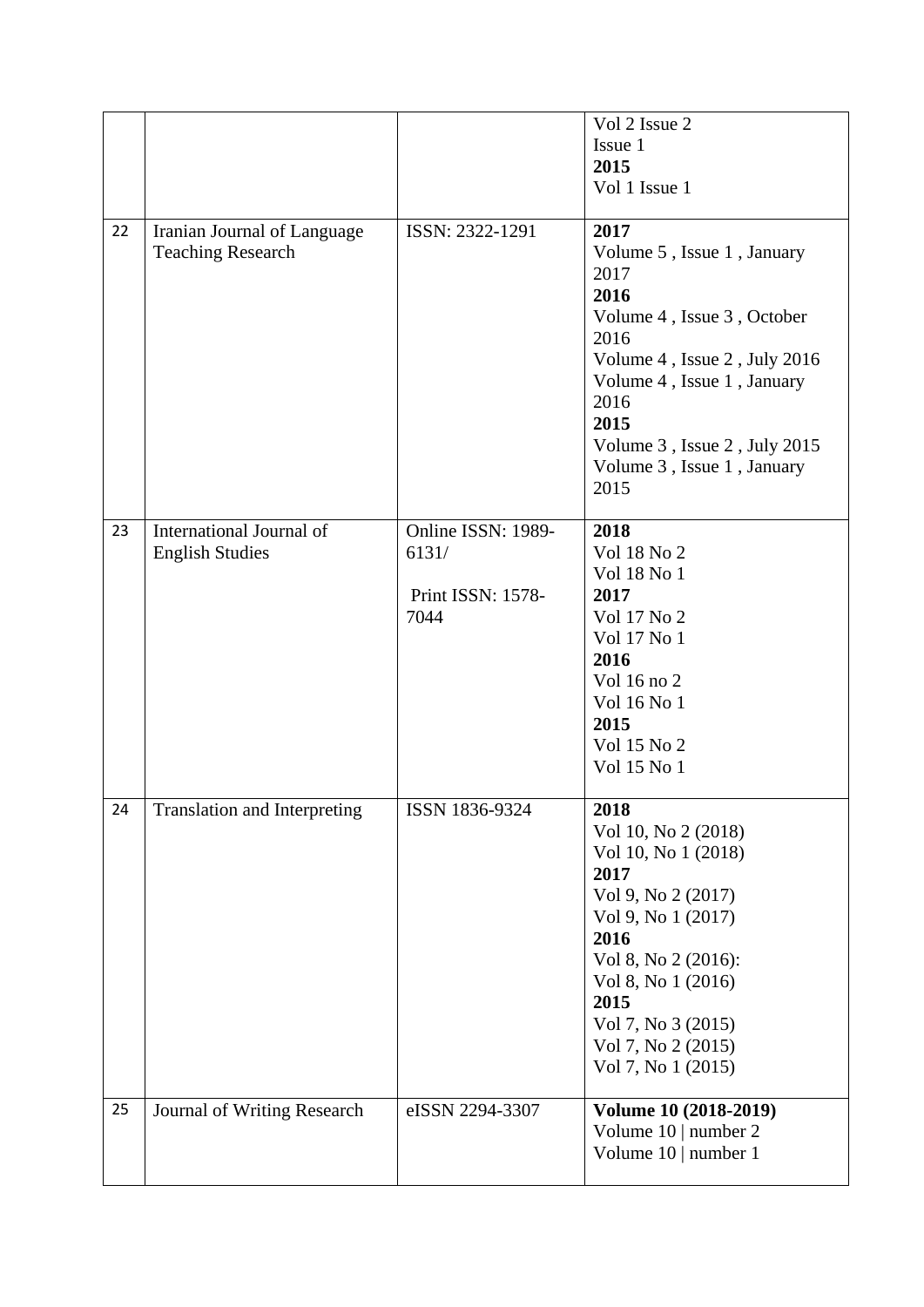| | | | |
|---|---|---|---|
| | | | Vol 2 Issue 2<br>Issue 1<br>**2015**<br>Vol 1 Issue 1 |
| 22 | Iranian Journal of Language Teaching Research | ISSN: 2322-1291 | **2017**<br>Volume 5 , Issue 1 , January 2017<br>**2016**<br>Volume 4 , Issue 3 , October 2016<br>Volume 4 , Issue 2 , July 2016<br>Volume 4 , Issue 1 , January 2016<br>**2015**<br>Volume 3 , Issue 2 , July 2015<br>Volume 3 , Issue 1 , January 2015 |
| 23 | International Journal of English Studies | Online ISSN: 1989-6131/<br><br>Print ISSN: 1578-7044 | **2018**<br>Vol 18 No 2<br>Vol 18 No 1<br>**2017**<br>Vol 17 No 2<br>Vol 17 No 1<br>**2016**<br>Vol 16 no 2<br>Vol 16 No 1<br>**2015**<br>Vol 15 No 2<br>Vol 15 No 1 |
| 24 | Translation and Interpreting | ISSN 1836-9324 | **2018**<br>Vol 10, No 2 (2018)<br>Vol 10, No 1 (2018)<br>**2017**<br>Vol 9, No 2 (2017)<br>Vol 9, No 1 (2017)<br>**2016**<br>Vol 8, No 2 (2016):<br>Vol 8, No 1 (2016)<br>**2015**<br>Vol 7, No 3 (2015)<br>Vol 7, No 2 (2015)<br>Vol 7, No 1 (2015) |
| 25 | Journal of Writing Research | eISSN 2294-3307 | **Volume 10 (2018-2019)**<br>Volume 10 \| number 2<br>Volume 10 \| number 1 |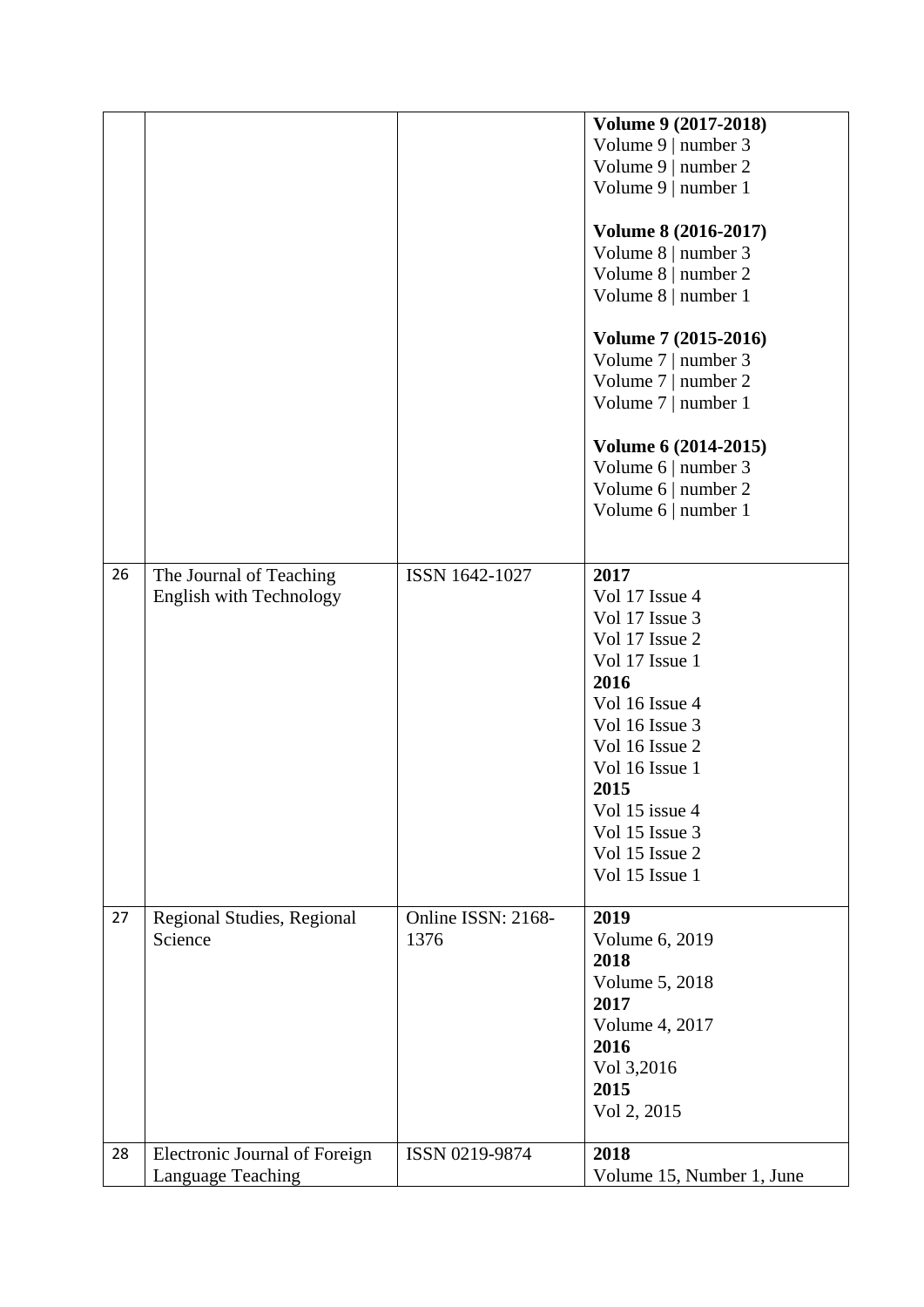| | | | |
|---|---|---|---|
| | | | **Volume 9 (2017-2018)**<br>Volume 9 \| number 3<br>Volume 9 \| number 2<br>Volume 9 \| number 1<br><br>**Volume 8 (2016-2017)**<br>Volume 8 \| number 3<br>Volume 8 \| number 2<br>Volume 8 \| number 1<br><br>**Volume 7 (2015-2016)**<br>Volume 7 \| number 3<br>Volume 7 \| number 2<br>Volume 7 \| number 1<br><br>**Volume 6 (2014-2015)**<br>Volume 6 \| number 3<br>Volume 6 \| number 2<br>Volume 6 \| number 1 |
| 26 | The Journal of Teaching English with Technology | ISSN 1642-1027 | **2017**<br>Vol 17 Issue 4<br>Vol 17 Issue 3<br>Vol 17 Issue 2<br>Vol 17 Issue 1<br>**2016**<br>Vol 16 Issue 4<br>Vol 16 Issue 3<br>Vol 16 Issue 2<br>Vol 16 Issue 1<br>**2015**<br>Vol 15 issue 4<br>Vol 15 Issue 3<br>Vol 15 Issue 2<br>Vol 15 Issue 1 |
| 27 | Regional Studies, Regional Science | Online ISSN: 2168-1376 | **2019**<br>Volume 6, 2019<br>**2018**<br>Volume 5, 2018<br>**2017**<br>Volume 4, 2017<br>**2016**<br>Vol 3,2016<br>**2015**<br>Vol 2, 2015 |
| 28 | Electronic Journal of Foreign Language Teaching | ISSN 0219-9874 | **2018**<br>Volume 15, Number 1, June |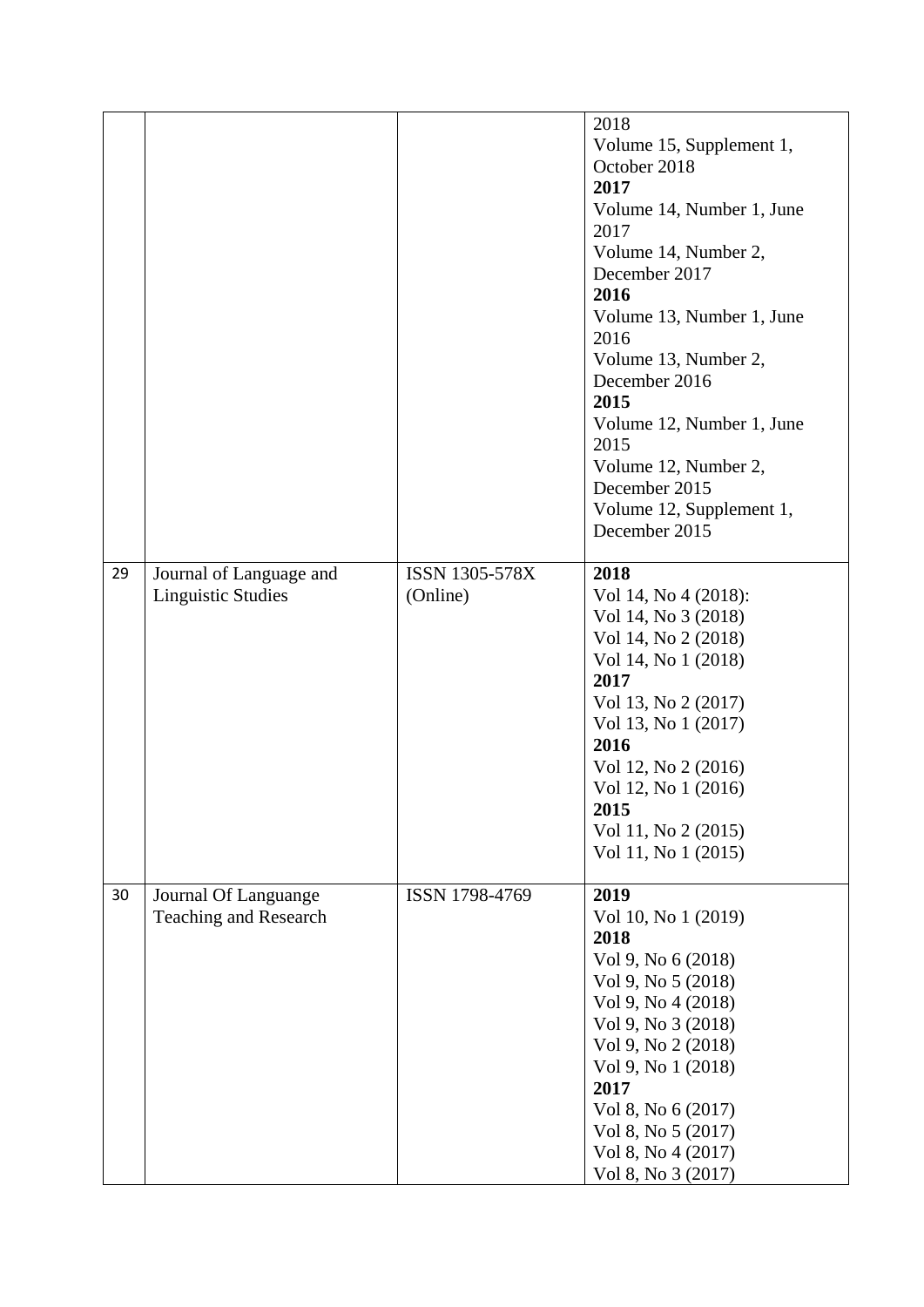| | | | |
|---|---|---|---|
| | | | 2018<br>Volume 15, Supplement 1, October 2018<br>**2017**<br>Volume 14, Number 1, June 2017<br>Volume 14, Number 2, December 2017<br>**2016**<br>Volume 13, Number 1, June 2016<br>Volume 13, Number 2, December 2016<br>**2015**<br>Volume 12, Number 1, June 2015<br>Volume 12, Number 2, December 2015<br>Volume 12, Supplement 1, December 2015 |
| 29 | Journal of Language and Linguistic Studies | ISSN 1305-578X (Online) | **2018**<br>Vol 14, No 4 (2018):<br>Vol 14, No 3 (2018)<br>Vol 14, No 2 (2018)<br>Vol 14, No 1 (2018)<br>**2017**<br>Vol 13, No 2 (2017)<br>Vol 13, No 1 (2017)<br>**2016**<br>Vol 12, No 2 (2016)<br>Vol 12, No 1 (2016)<br>**2015**<br>Vol 11, No 2 (2015)<br>Vol 11, No 1 (2015) |
| 30 | Journal Of Languange Teaching and Research | ISSN 1798-4769 | **2019**<br>Vol 10, No 1 (2019)<br>**2018**<br>Vol 9, No 6 (2018)<br>Vol 9, No 5 (2018)<br>Vol 9, No 4 (2018)<br>Vol 9, No 3 (2018)<br>Vol 9, No 2 (2018)<br>Vol 9, No 1 (2018)<br>**2017**<br>Vol 8, No 6 (2017)<br>Vol 8, No 5 (2017)<br>Vol 8, No 4 (2017)<br>Vol 8, No 3 (2017) |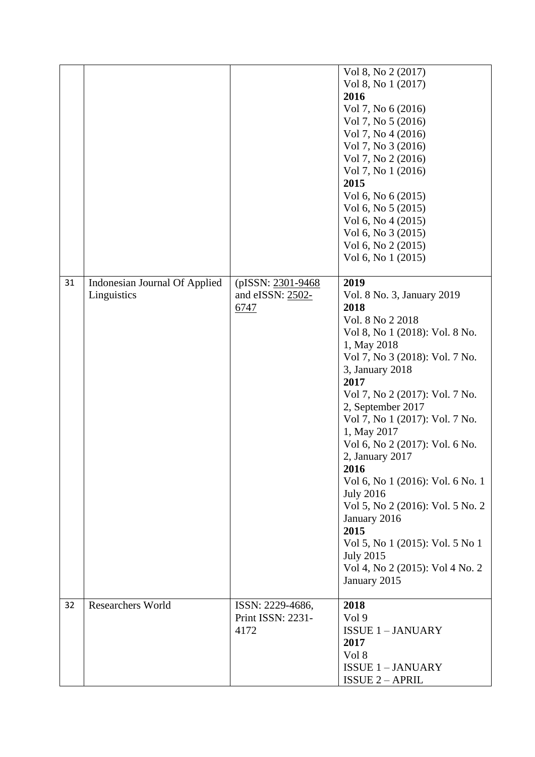|  |  |  | Vol 8, No 2 (2017)<br>Vol 8, No 1 (2017)<br>**2016**<br>Vol 7, No 6 (2016)<br>Vol 7, No 5 (2016)<br>Vol 7, No 4 (2016)<br>Vol 7, No 3 (2016)<br>Vol 7, No 2 (2016)<br>Vol 7, No 1 (2016)<br>**2015**<br>Vol 6, No 6 (2015)<br>Vol 6, No 5 (2015)<br>Vol 6, No 4 (2015)<br>Vol 6, No 3 (2015)<br>Vol 6, No 2 (2015)<br>Vol 6, No 1 (2015) |
|---|---|---|---|
| 31 | Indonesian Journal Of Applied Linguistics | (pISSN: 2301-9468 and eISSN: 2502-6747 | **2019**<br>Vol. 8 No. 3, January 2019<br>**2018**<br>Vol. 8 No 2 2018<br>Vol 8, No 1 (2018): Vol. 8 No. 1, May 2018<br>Vol 7, No 3 (2018): Vol. 7 No. 3, January 2018<br>**2017**<br>Vol 7, No 2 (2017): Vol. 7 No. 2, September 2017<br>Vol 7, No 1 (2017): Vol. 7 No. 1, May 2017<br>Vol 6, No 2 (2017): Vol. 6 No. 2, January 2017<br>**2016**<br>Vol 6, No 1 (2016): Vol. 6 No. 1 July 2016<br>Vol 5, No 2 (2016): Vol. 5 No. 2 January 2016<br>**2015**<br>Vol 5, No 1 (2015): Vol. 5 No 1 July 2015<br>Vol 4, No 2 (2015): Vol 4 No. 2 January 2015 |
| 32 | Researchers World | ISSN: 2229-4686, Print ISSN: 2231-4172 | **2018**<br>Vol 9<br>ISSUE 1 – JANUARY<br>**2017**<br>Vol 8<br>ISSUE 1 – JANUARY<br>ISSUE 2 – APRIL |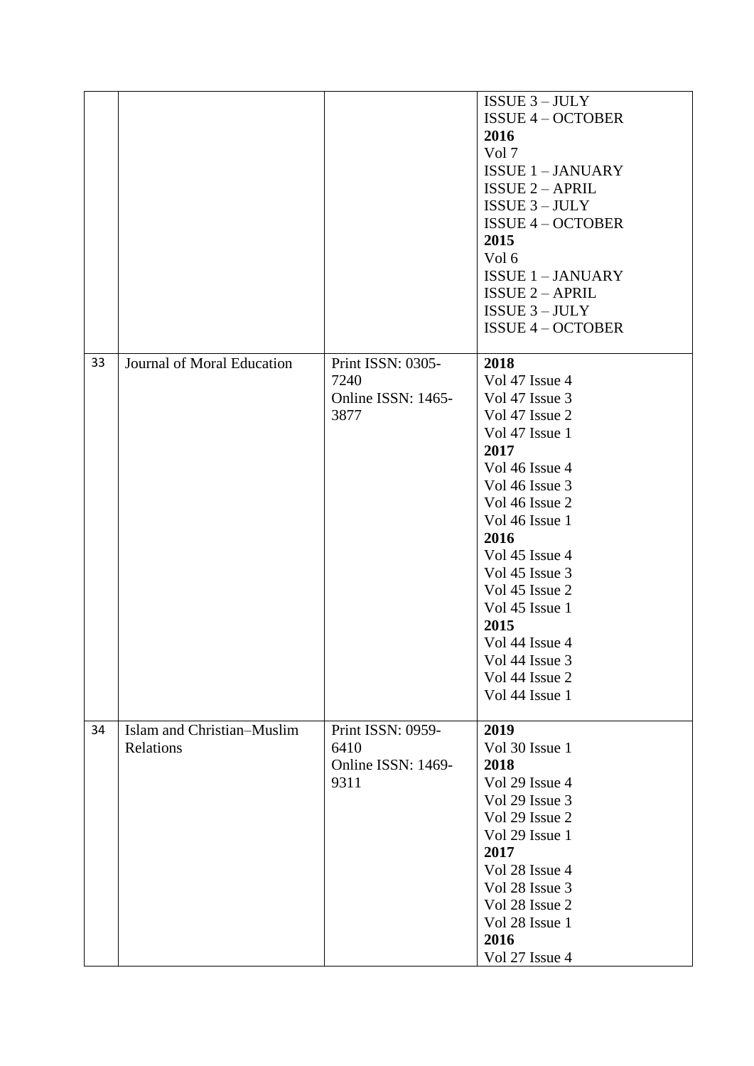| | | | |
|---|---|---|---|
| | | | ISSUE 3 – JULY<br>ISSUE 4 – OCTOBER<br>**2016**<br>Vol 7<br>ISSUE 1 – JANUARY<br>ISSUE 2 – APRIL<br>ISSUE 3 – JULY<br>ISSUE 4 – OCTOBER<br>**2015**<br>Vol 6<br>ISSUE 1 – JANUARY<br>ISSUE 2 – APRIL<br>ISSUE 3 – JULY<br>ISSUE 4 – OCTOBER |
| 33 | Journal of Moral Education | Print ISSN: 0305-7240<br>Online ISSN: 1465-3877 | **2018**<br>Vol 47 Issue 4<br>Vol 47 Issue 3<br>Vol 47 Issue 2<br>Vol 47 Issue 1<br>**2017**<br>Vol 46 Issue 4<br>Vol 46 Issue 3<br>Vol 46 Issue 2<br>Vol 46 Issue 1<br>**2016**<br>Vol 45 Issue 4<br>Vol 45 Issue 3<br>Vol 45 Issue 2<br>Vol 45 Issue 1<br>**2015**<br>Vol 44 Issue 4<br>Vol 44 Issue 3<br>Vol 44 Issue 2<br>Vol 44 Issue 1 |
| 34 | Islam and Christian–Muslim Relations | Print ISSN: 0959-6410<br>Online ISSN: 1469-9311 | **2019**<br>Vol 30 Issue 1<br>**2018**<br>Vol 29 Issue 4<br>Vol 29 Issue 3<br>Vol 29 Issue 2<br>Vol 29 Issue 1<br>**2017**<br>Vol 28 Issue 4<br>Vol 28 Issue 3<br>Vol 28 Issue 2<br>Vol 28 Issue 1<br>**2016**<br>Vol 27 Issue 4 |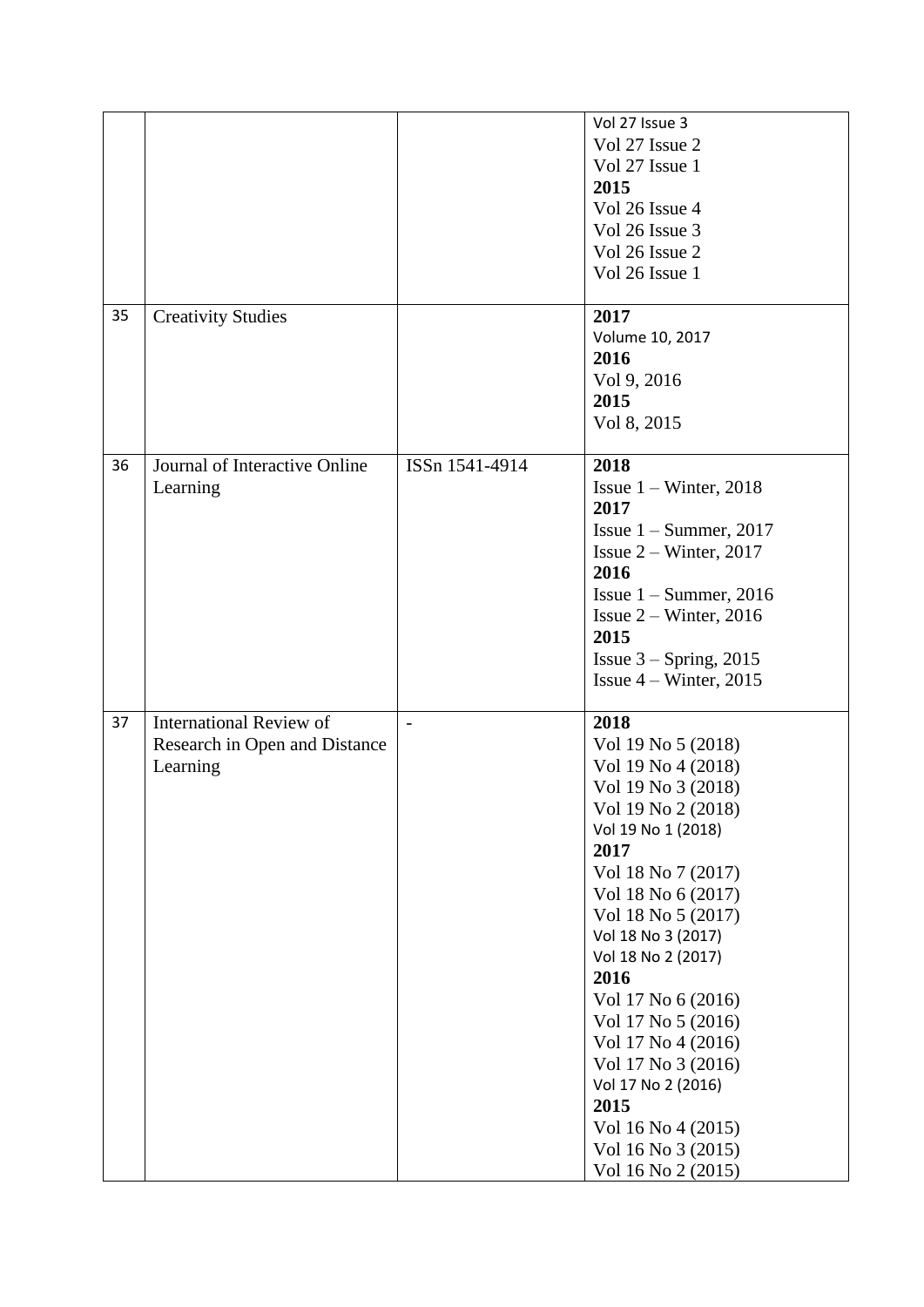| | | | |
|---|---|---|---|
| | | | Vol 27 Issue 3<br>Vol 27 Issue 2<br>Vol 27 Issue 1<br>**2015**<br>Vol 26 Issue 4<br>Vol 26 Issue 3<br>Vol 26 Issue 2<br>Vol 26 Issue 1 |
| 35 | Creativity Studies | | **2017**<br>Volume 10, 2017<br>**2016**<br>Vol 9, 2016<br>**2015**<br>Vol 8, 2015 |
| 36 | Journal of Interactive Online Learning | ISSn 1541-4914 | **2018**<br>Issue 1 – Winter, 2018<br>**2017**<br>Issue 1 – Summer, 2017<br>Issue 2 – Winter, 2017<br>**2016**<br>Issue 1 – Summer, 2016<br>Issue 2 – Winter, 2016<br>**2015**<br>Issue 3 – Spring, 2015<br>Issue 4 – Winter, 2015 |
| 37 | International Review of Research in Open and Distance Learning | - | **2018**<br>Vol 19 No 5 (2018)<br>Vol 19 No 4 (2018)<br>Vol 19 No 3 (2018)<br>Vol 19 No 2 (2018)<br>Vol 19 No 1 (2018)<br>**2017**<br>Vol 18 No 7 (2017)<br>Vol 18 No 6 (2017)<br>Vol 18 No 5 (2017)<br>Vol 18 No 3 (2017)<br>Vol 18 No 2 (2017)<br>**2016**<br>Vol 17 No 6 (2016)<br>Vol 17 No 5 (2016)<br>Vol 17 No 4 (2016)<br>Vol 17 No 3 (2016)<br>Vol 17 No 2 (2016)<br>**2015**<br>Vol 16 No 4 (2015)<br>Vol 16 No 3 (2015)<br>Vol 16 No 2 (2015) |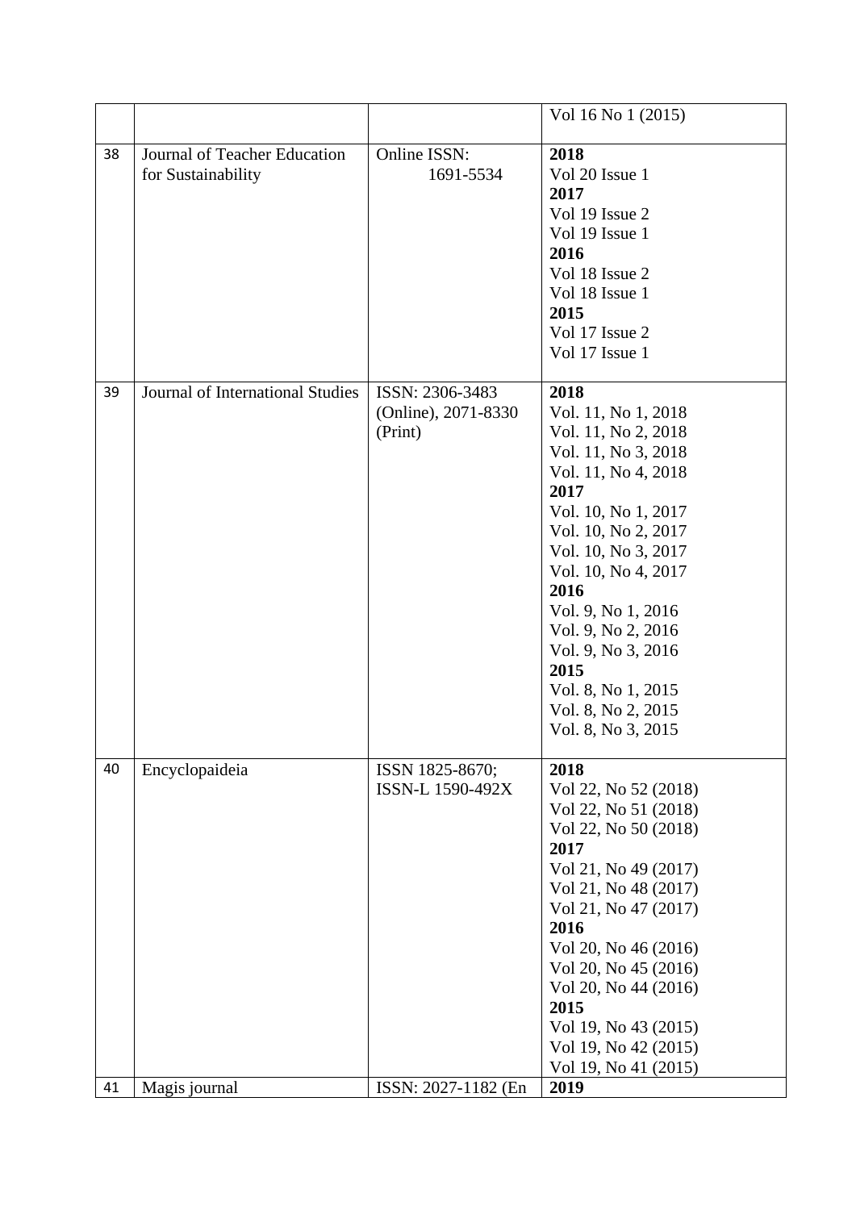|  |  |  | Vol 16 No 1 (2015) |
|---|---|---|---|
| 38 | Journal of Teacher Education for Sustainability | Online ISSN: 1691-5534 | **2018**<br>Vol 20 Issue 1<br>**2017**<br>Vol 19 Issue 2<br>Vol 19 Issue 1<br>**2016**<br>Vol 18 Issue 2<br>Vol 18 Issue 1<br>**2015**<br>Vol 17 Issue 2<br>Vol 17 Issue 1 |
| 39 | Journal of International Studies | ISSN: 2306-3483 (Online), 2071-8330 (Print) | **2018**<br>Vol. 11, No 1, 2018<br>Vol. 11, No 2, 2018<br>Vol. 11, No 3, 2018<br>Vol. 11, No 4, 2018<br>**2017**<br>Vol. 10, No 1, 2017<br>Vol. 10, No 2, 2017<br>Vol. 10, No 3, 2017<br>Vol. 10, No 4, 2017<br>**2016**<br>Vol. 9, No 1, 2016<br>Vol. 9, No 2, 2016<br>Vol. 9, No 3, 2016<br>**2015**<br>Vol. 8, No 1, 2015<br>Vol. 8, No 2, 2015<br>Vol. 8, No 3, 2015 |
| 40 | Encyclopaideia | ISSN 1825-8670; ISSN-L 1590-492X | **2018**<br>Vol 22, No 52 (2018)<br>Vol 22, No 51 (2018)<br>Vol 22, No 50 (2018)<br>**2017**<br>Vol 21, No 49 (2017)<br>Vol 21, No 48 (2017)<br>Vol 21, No 47 (2017)<br>**2016**<br>Vol 20, No 46 (2016)<br>Vol 20, No 45 (2016)<br>Vol 20, No 44 (2016)<br>**2015**<br>Vol 19, No 43 (2015)<br>Vol 19, No 42 (2015)<br>Vol 19, No 41 (2015) |
| 41 | Magis journal | ISSN: 2027-1182 (En | **2019** |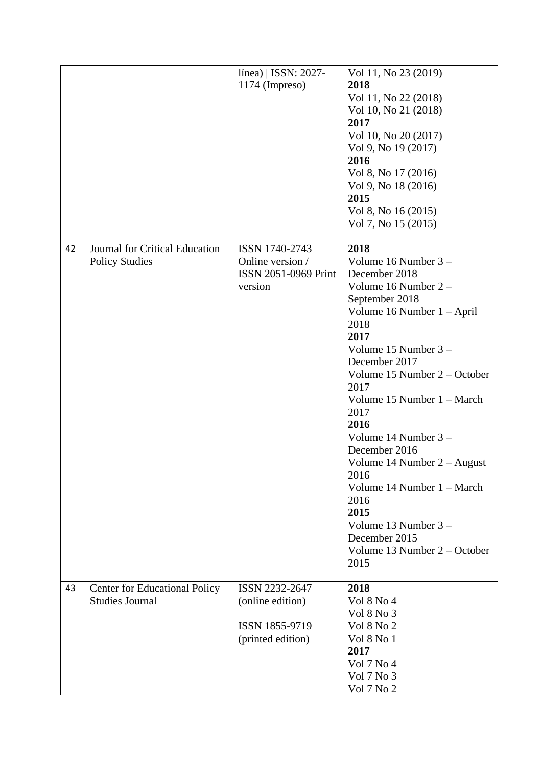| | | | |
|---|---|---|---|
| | | línea) \| ISSN: 2027-1174 (Impreso) | Vol 11, No 23 (2019)<br>**2018**<br>Vol 11, No 22 (2018)<br>Vol 10, No 21 (2018)<br>**2017**<br>Vol 10, No 20 (2017)<br>Vol 9, No 19 (2017)<br>**2016**<br>Vol 8, No 17 (2016)<br>Vol 9, No 18 (2016)<br>**2015**<br>Vol 8, No 16 (2015)<br>Vol 7, No 15 (2015) |
| 42 | Journal for Critical Education Policy Studies | ISSN 1740-2743 Online version / ISSN 2051-0969 Print version | **2018**<br>Volume 16 Number 3 – December 2018<br>Volume 16 Number 2 – September 2018<br>Volume 16 Number 1 – April 2018<br>**2017**<br>Volume 15 Number 3 – December 2017<br>Volume 15 Number 2 – October 2017<br>Volume 15 Number 1 – March 2017<br>**2016**<br>Volume 14 Number 3 – December 2016<br>Volume 14 Number 2 – August 2016<br>Volume 14 Number 1 – March 2016<br>**2015**<br>Volume 13 Number 3 – December 2015<br>Volume 13 Number 2 – October 2015 |
| 43 | Center for Educational Policy Studies Journal | ISSN 2232-2647 (online edition)<br><br>ISSN 1855-9719 (printed edition) | **2018**<br>Vol 8 No 4<br>Vol 8 No 3<br>Vol 8 No 2<br>Vol 8 No 1<br>**2017**<br>Vol 7 No 4<br>Vol 7 No 3<br>Vol 7 No 2 |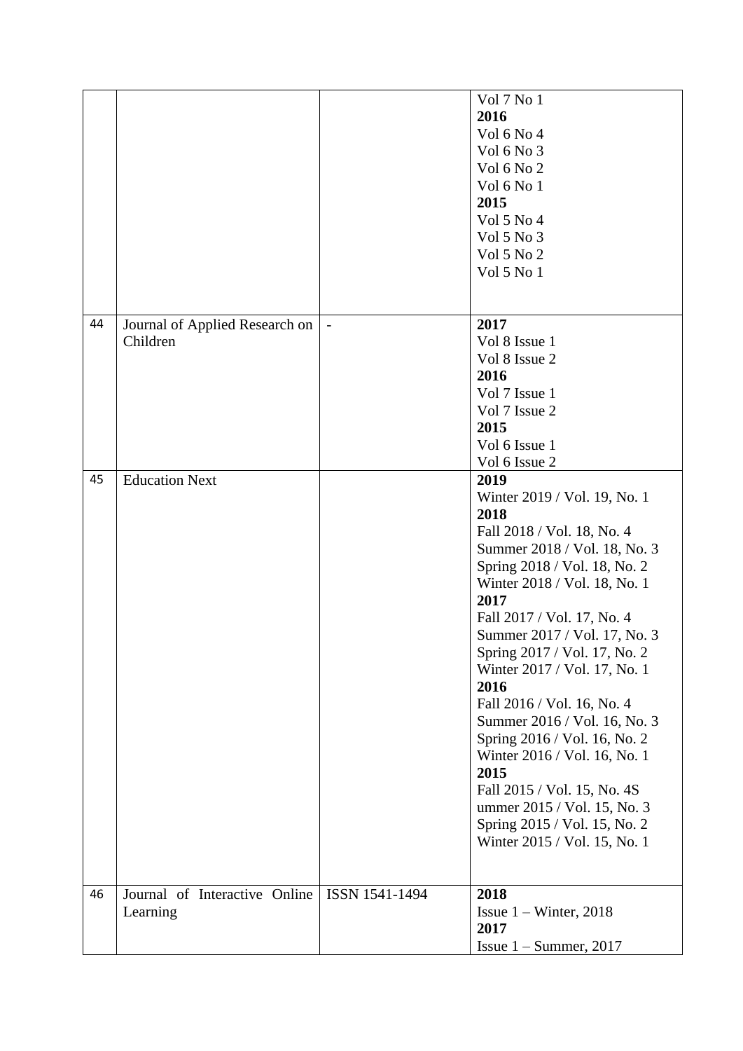| | | | |
|---|---|---|---|
| | | | Vol 7 No 1<br>**2016**<br>Vol 6 No 4<br>Vol 6 No 3<br>Vol 6 No 2<br>Vol 6 No 1<br>**2015**<br>Vol 5 No 4<br>Vol 5 No 3<br>Vol 5 No 2<br>Vol 5 No 1 |
| 44 | Journal of Applied Research on Children | - | **2017**<br>Vol 8 Issue 1<br>Vol 8 Issue 2<br>**2016**<br>Vol 7 Issue 1<br>Vol 7 Issue 2<br>**2015**<br>Vol 6 Issue 1<br>Vol 6 Issue 2 |
| 45 | Education Next | | **2019**<br>Winter 2019 / Vol. 19, No. 1<br>**2018**<br>Fall 2018 / Vol. 18, No. 4<br>Summer 2018 / Vol. 18, No. 3<br>Spring 2018 / Vol. 18, No. 2<br>Winter 2018 / Vol. 18, No. 1<br>**2017**<br>Fall 2017 / Vol. 17, No. 4<br>Summer 2017 / Vol. 17, No. 3<br>Spring 2017 / Vol. 17, No. 2<br>Winter 2017 / Vol. 17, No. 1<br>**2016**<br>Fall 2016 / Vol. 16, No. 4<br>Summer 2016 / Vol. 16, No. 3<br>Spring 2016 / Vol. 16, No. 2<br>Winter 2016 / Vol. 16, No. 1<br>**2015**<br>Fall 2015 / Vol. 15, No. 4S<br>ummer 2015 / Vol. 15, No. 3<br>Spring 2015 / Vol. 15, No. 2<br>Winter 2015 / Vol. 15, No. 1 |
| 46 | Journal of Interactive Online Learning | ISSN 1541-1494 | **2018**<br>Issue 1 – Winter, 2018<br>**2017**<br>Issue 1 – Summer, 2017 |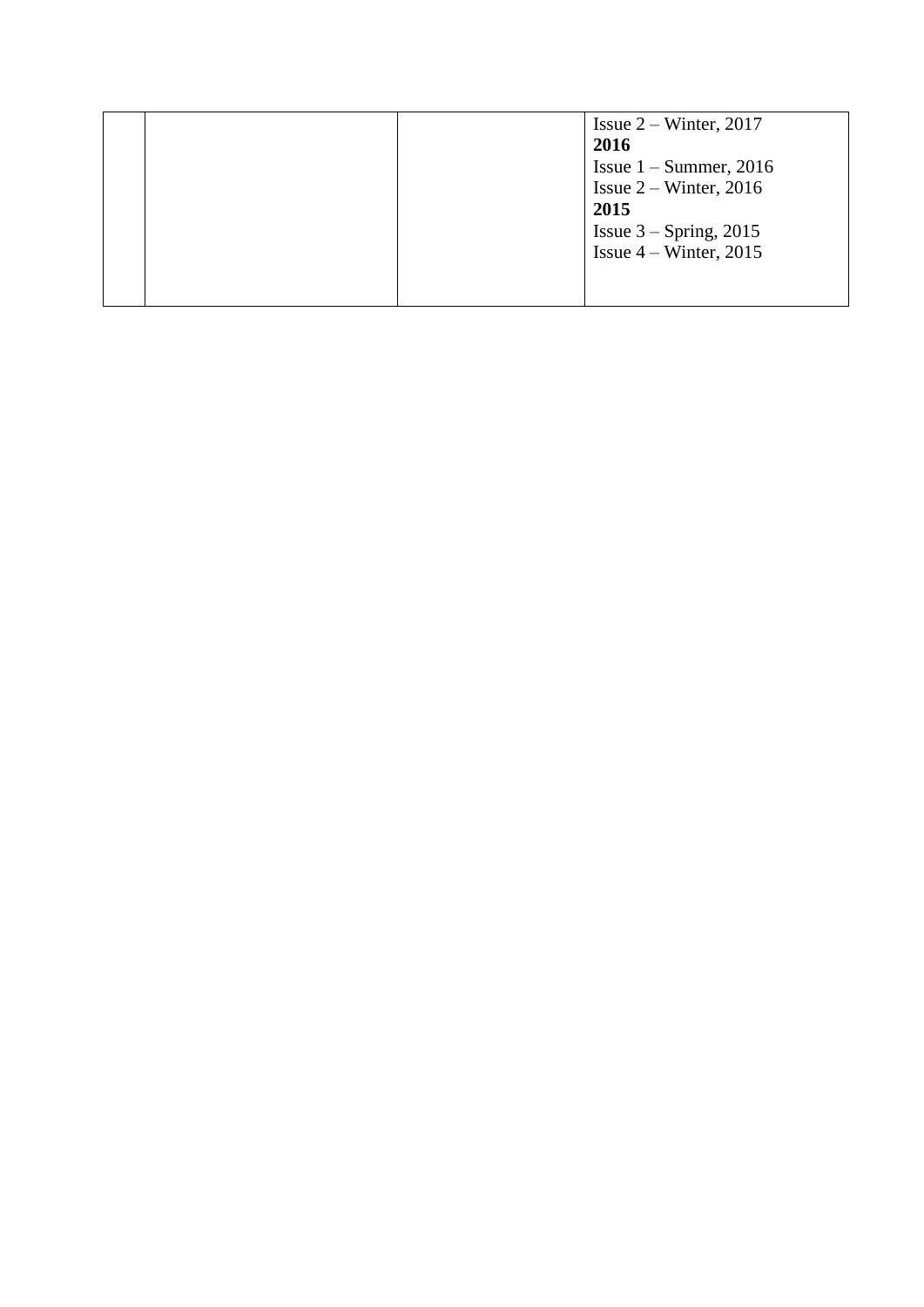| | | | |
|---|---|---|---|
| | | | Issue 2 – Winter, 2017<br>**2016**<br>Issue 1 – Summer, 2016<br>Issue 2 – Winter, 2016<br>**2015**<br>Issue 3 – Spring, 2015<br>Issue 4 – Winter, 2015 |